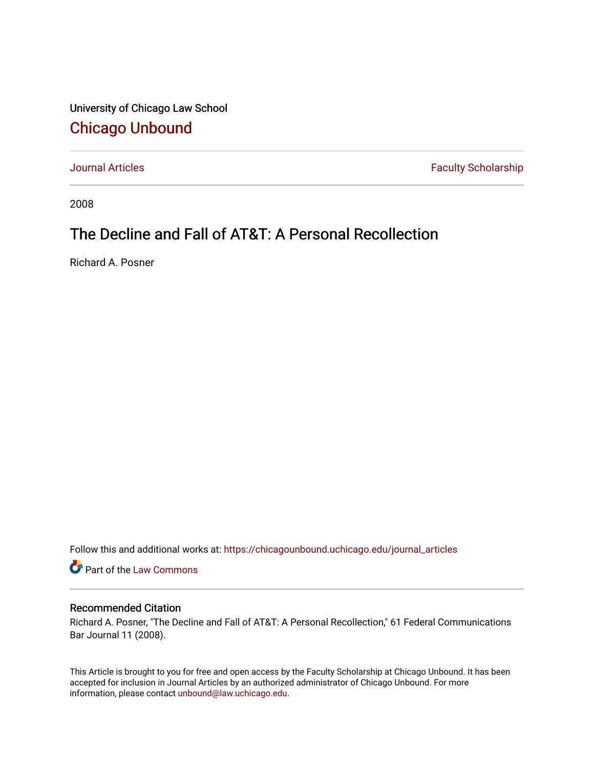University of Chicago Law School

## Chicago Unbound

Journal Articles | Faculty Scholarship

2008

# The Decline and Fall of AT&T: A Personal Recollection

Richard A. Posner

Follow this and additional works at: https://chicagounbound.uchicago.edu/journal_articles

Part of the Law Commons

### Recommended Citation

Richard A. Posner, "The Decline and Fall of AT&T: A Personal Recollection," 61 Federal Communications Bar Journal 11 (2008).

This Article is brought to you for free and open access by the Faculty Scholarship at Chicago Unbound. It has been accepted for inclusion in Journal Articles by an authorized administrator of Chicago Unbound. For more information, please contact unbound@law.uchicago.edu.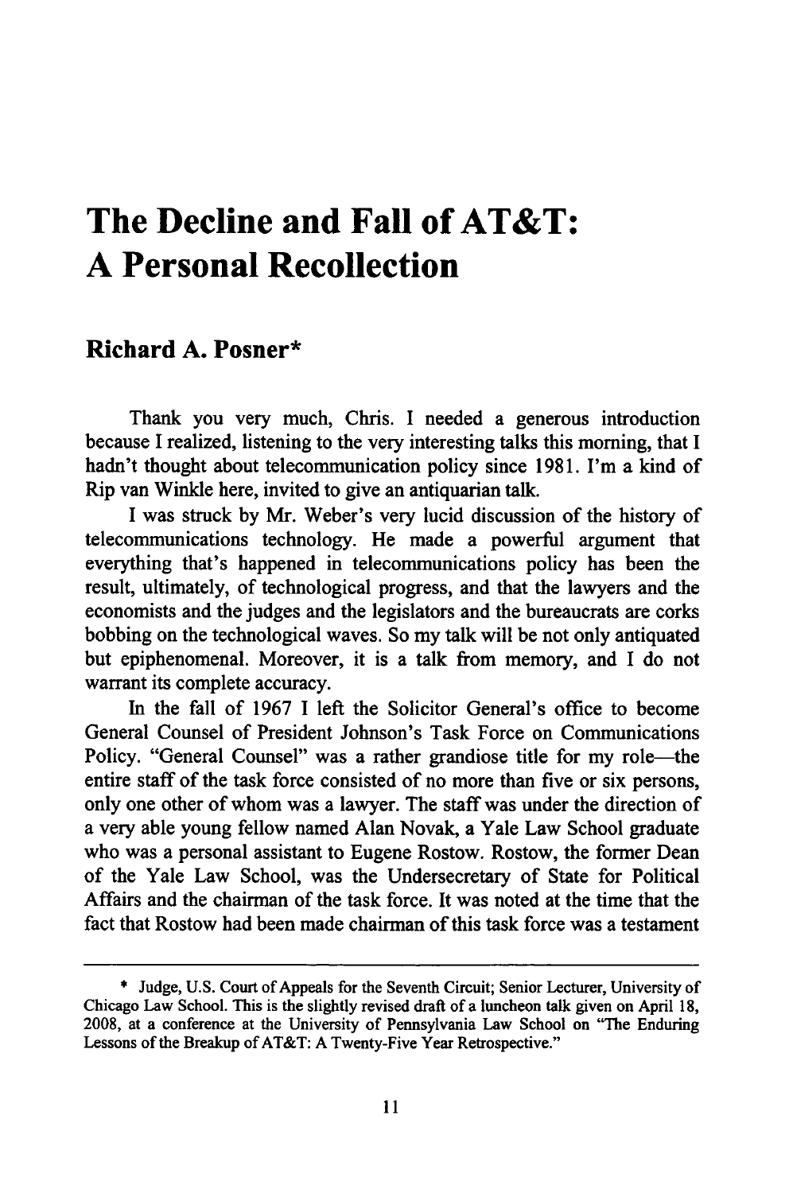# The Decline and Fall of AT&T: A Personal Recollection

## Richard A. Posner*

Thank you very much, Chris. I needed a generous introduction because I realized, listening to the very interesting talks this morning, that I hadn't thought about telecommunication policy since 1981. I'm a kind of Rip van Winkle here, invited to give an antiquarian talk.

I was struck by Mr. Weber's very lucid discussion of the history of telecommunications technology. He made a powerful argument that everything that's happened in telecommunications policy has been the result, ultimately, of technological progress, and that the lawyers and the economists and the judges and the legislators and the bureaucrats are corks bobbing on the technological waves. So my talk will be not only antiquated but epiphenomenal. Moreover, it is a talk from memory, and I do not warrant its complete accuracy.

In the fall of 1967 I left the Solicitor General's office to become General Counsel of President Johnson's Task Force on Communications Policy. "General Counsel" was a rather grandiose title for my role—the entire staff of the task force consisted of no more than five or six persons, only one other of whom was a lawyer. The staff was under the direction of a very able young fellow named Alan Novak, a Yale Law School graduate who was a personal assistant to Eugene Rostow. Rostow, the former Dean of the Yale Law School, was the Undersecretary of State for Political Affairs and the chairman of the task force. It was noted at the time that the fact that Rostow had been made chairman of this task force was a testament

---

\* Judge, U.S. Court of Appeals for the Seventh Circuit; Senior Lecturer, University of Chicago Law School. This is the slightly revised draft of a luncheon talk given on April 18, 2008, at a conference at the University of Pennsylvania Law School on "The Enduring Lessons of the Breakup of AT&T: A Twenty-Five Year Retrospective."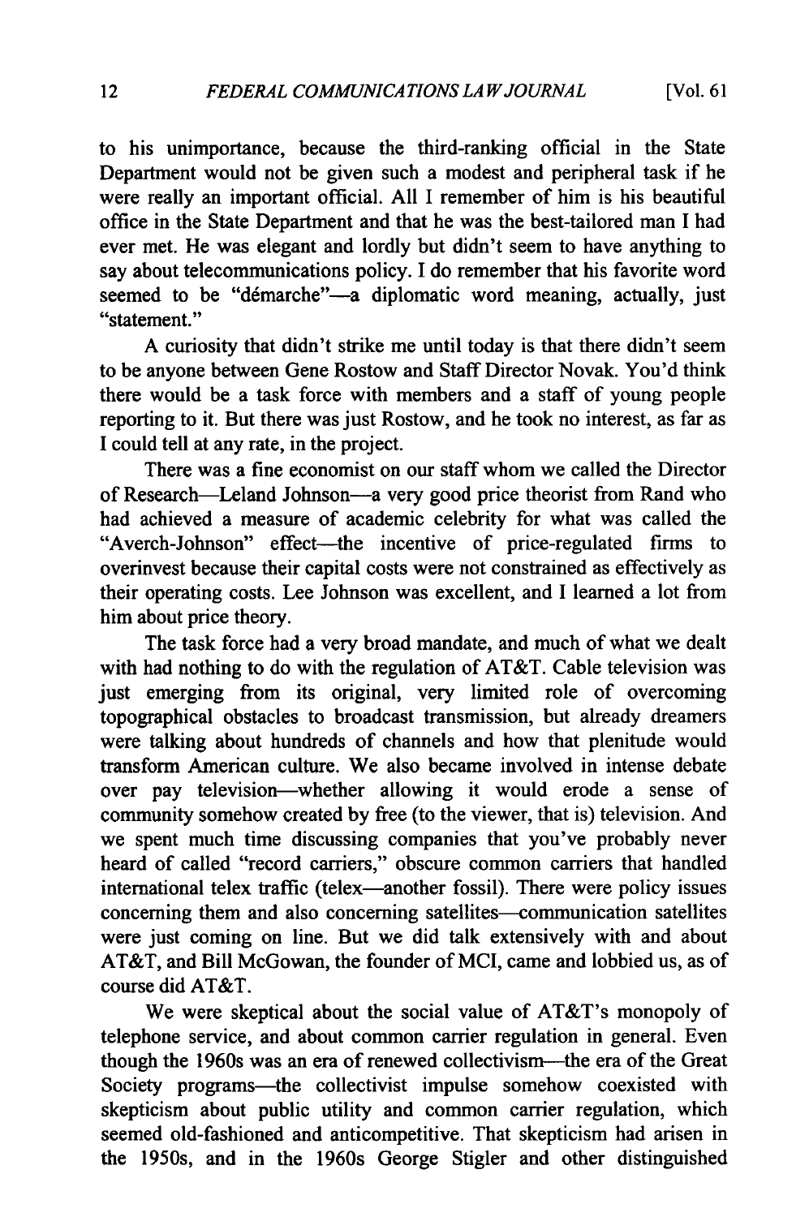to his unimportance, because the third-ranking official in the State Department would not be given such a modest and peripheral task if he were really an important official. All I remember of him is his beautiful office in the State Department and that he was the best-tailored man I had ever met. He was elegant and lordly but didn't seem to have anything to say about telecommunications policy. I do remember that his favorite word seemed to be "démarche"—a diplomatic word meaning, actually, just "statement."

A curiosity that didn't strike me until today is that there didn't seem to be anyone between Gene Rostow and Staff Director Novak. You'd think there would be a task force with members and a staff of young people reporting to it. But there was just Rostow, and he took no interest, as far as I could tell at any rate, in the project.

There was a fine economist on our staff whom we called the Director of Research—Leland Johnson—a very good price theorist from Rand who had achieved a measure of academic celebrity for what was called the "Averch-Johnson" effect—the incentive of price-regulated firms to overinvest because their capital costs were not constrained as effectively as their operating costs. Lee Johnson was excellent, and I learned a lot from him about price theory.

The task force had a very broad mandate, and much of what we dealt with had nothing to do with the regulation of AT&T. Cable television was just emerging from its original, very limited role of overcoming topographical obstacles to broadcast transmission, but already dreamers were talking about hundreds of channels and how that plenitude would transform American culture. We also became involved in intense debate over pay television—whether allowing it would erode a sense of community somehow created by free (to the viewer, that is) television. And we spent much time discussing companies that you've probably never heard of called "record carriers," obscure common carriers that handled international telex traffic (telex—another fossil). There were policy issues concerning them and also concerning satellites—communication satellites were just coming on line. But we did talk extensively with and about AT&T, and Bill McGowan, the founder of MCI, came and lobbied us, as of course did AT&T.

We were skeptical about the social value of AT&T's monopoly of telephone service, and about common carrier regulation in general. Even though the 1960s was an era of renewed collectivism—the era of the Great Society programs—the collectivist impulse somehow coexisted with skepticism about public utility and common carrier regulation, which seemed old-fashioned and anticompetitive. That skepticism had arisen in the 1950s, and in the 1960s George Stigler and other distinguished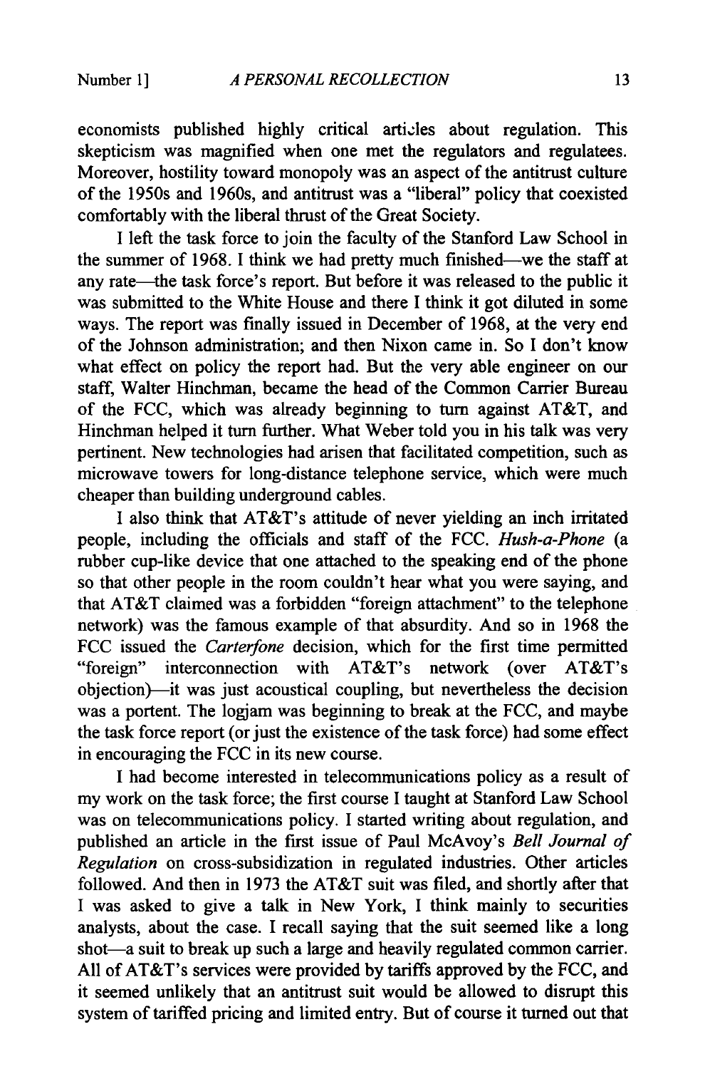economists published highly critical articles about regulation. This skepticism was magnified when one met the regulators and regulatees. Moreover, hostility toward monopoly was an aspect of the antitrust culture of the 1950s and 1960s, and antitrust was a "liberal" policy that coexisted comfortably with the liberal thrust of the Great Society.

I left the task force to join the faculty of the Stanford Law School in the summer of 1968. I think we had pretty much finished—we the staff at any rate—the task force's report. But before it was released to the public it was submitted to the White House and there I think it got diluted in some ways. The report was finally issued in December of 1968, at the very end of the Johnson administration; and then Nixon came in. So I don't know what effect on policy the report had. But the very able engineer on our staff, Walter Hinchman, became the head of the Common Carrier Bureau of the FCC, which was already beginning to turn against AT&T, and Hinchman helped it turn further. What Weber told you in his talk was very pertinent. New technologies had arisen that facilitated competition, such as microwave towers for long-distance telephone service, which were much cheaper than building underground cables.

I also think that AT&T's attitude of never yielding an inch irritated people, including the officials and staff of the FCC. *Hush-a-Phone* (a rubber cup-like device that one attached to the speaking end of the phone so that other people in the room couldn't hear what you were saying, and that AT&T claimed was a forbidden "foreign attachment" to the telephone network) was the famous example of that absurdity. And so in 1968 the FCC issued the *Carterfone* decision, which for the first time permitted "foreign" interconnection with AT&T's network (over AT&T's objection)—it was just acoustical coupling, but nevertheless the decision was a portent. The logjam was beginning to break at the FCC, and maybe the task force report (or just the existence of the task force) had some effect in encouraging the FCC in its new course.

I had become interested in telecommunications policy as a result of my work on the task force; the first course I taught at Stanford Law School was on telecommunications policy. I started writing about regulation, and published an article in the first issue of Paul McAvoy's *Bell Journal of Regulation* on cross-subsidization in regulated industries. Other articles followed. And then in 1973 the AT&T suit was filed, and shortly after that I was asked to give a talk in New York, I think mainly to securities analysts, about the case. I recall saying that the suit seemed like a long shot—a suit to break up such a large and heavily regulated common carrier. All of AT&T's services were provided by tariffs approved by the FCC, and it seemed unlikely that an antitrust suit would be allowed to disrupt this system of tariffed pricing and limited entry. But of course it turned out that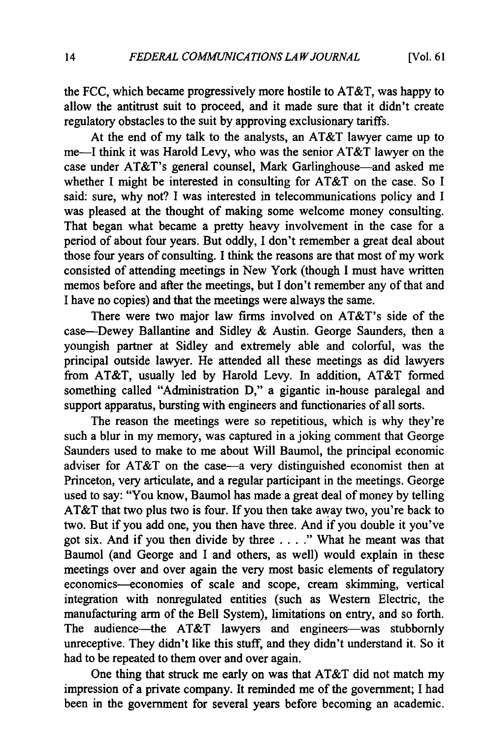the FCC, which became progressively more hostile to AT&T, was happy to allow the antitrust suit to proceed, and it made sure that it didn't create regulatory obstacles to the suit by approving exclusionary tariffs.

At the end of my talk to the analysts, an AT&T lawyer came up to me—I think it was Harold Levy, who was the senior AT&T lawyer on the case under AT&T's general counsel, Mark Garlinghouse—and asked me whether I might be interested in consulting for AT&T on the case. So I said: sure, why not? I was interested in telecommunications policy and I was pleased at the thought of making some welcome money consulting. That began what became a pretty heavy involvement in the case for a period of about four years. But oddly, I don't remember a great deal about those four years of consulting. I think the reasons are that most of my work consisted of attending meetings in New York (though I must have written memos before and after the meetings, but I don't remember any of that and I have no copies) and that the meetings were always the same.

There were two major law firms involved on AT&T's side of the case—Dewey Ballantine and Sidley & Austin. George Saunders, then a youngish partner at Sidley and extremely able and colorful, was the principal outside lawyer. He attended all these meetings as did lawyers from AT&T, usually led by Harold Levy. In addition, AT&T formed something called "Administration D," a gigantic in-house paralegal and support apparatus, bursting with engineers and functionaries of all sorts.

The reason the meetings were so repetitious, which is why they're such a blur in my memory, was captured in a joking comment that George Saunders used to make to me about Will Baumol, the principal economic adviser for AT&T on the case—a very distinguished economist then at Princeton, very articulate, and a regular participant in the meetings. George used to say: "You know, Baumol has made a great deal of money by telling AT&T that two plus two is four. If you then take away two, you're back to two. But if you add one, you then have three. And if you double it you've got six. And if you then divide by three . . . ." What he meant was that Baumol (and George and I and others, as well) would explain in these meetings over and over again the very most basic elements of regulatory economics—economies of scale and scope, cream skimming, vertical integration with nonregulated entities (such as Western Electric, the manufacturing arm of the Bell System), limitations on entry, and so forth. The audience—the AT&T lawyers and engineers—was stubbornly unreceptive. They didn't like this stuff, and they didn't understand it. So it had to be repeated to them over and over again.

One thing that struck me early on was that AT&T did not match my impression of a private company. It reminded me of the government; I had been in the government for several years before becoming an academic.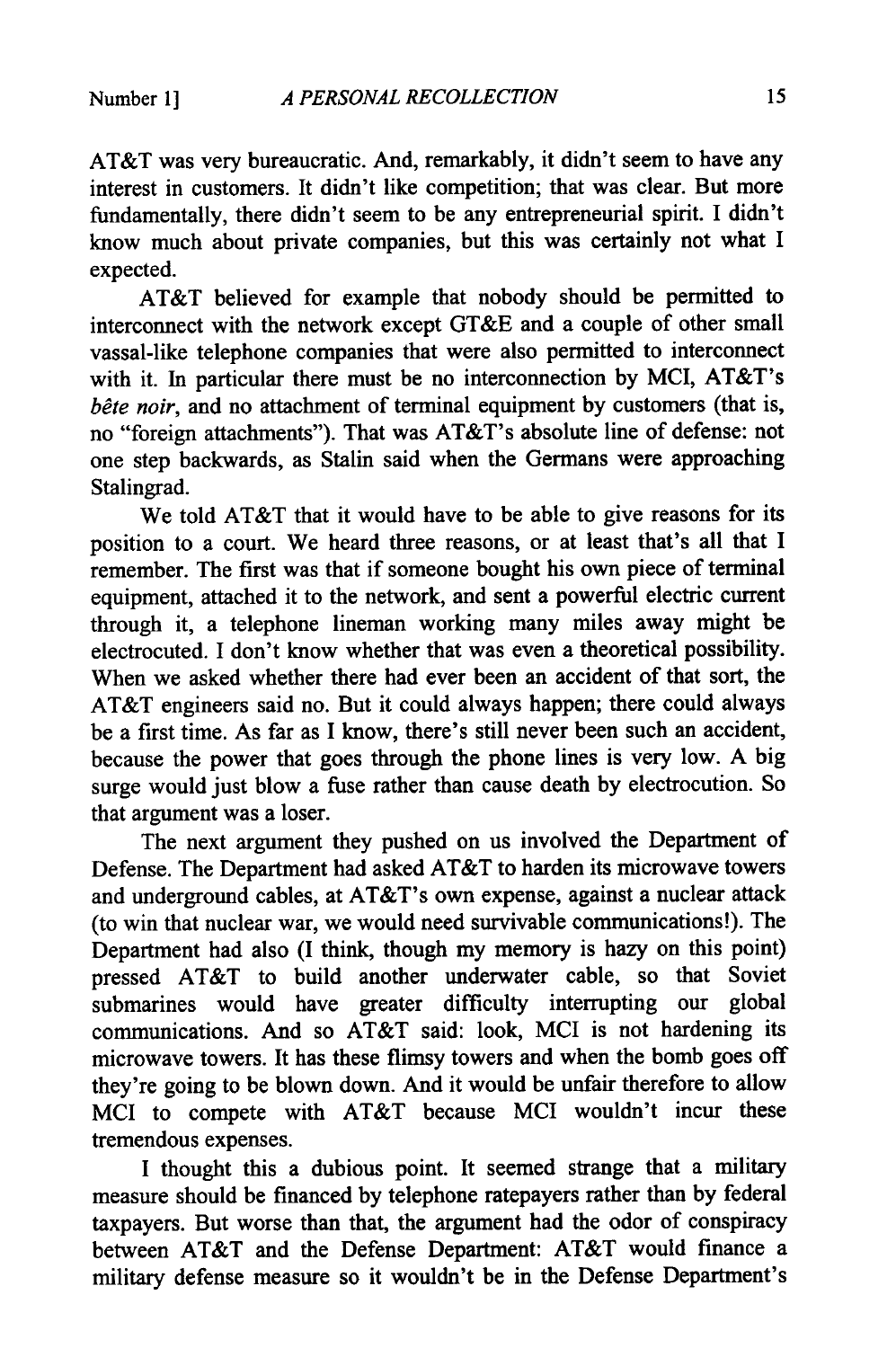AT&T was very bureaucratic. And, remarkably, it didn't seem to have any interest in customers. It didn't like competition; that was clear. But more fundamentally, there didn't seem to be any entrepreneurial spirit. I didn't know much about private companies, but this was certainly not what I expected.

AT&T believed for example that nobody should be permitted to interconnect with the network except GT&E and a couple of other small vassal-like telephone companies that were also permitted to interconnect with it. In particular there must be no interconnection by MCI, AT&T's *bête noir*, and no attachment of terminal equipment by customers (that is, no "foreign attachments"). That was AT&T's absolute line of defense: not one step backwards, as Stalin said when the Germans were approaching Stalingrad.

We told AT&T that it would have to be able to give reasons for its position to a court. We heard three reasons, or at least that's all that I remember. The first was that if someone bought his own piece of terminal equipment, attached it to the network, and sent a powerful electric current through it, a telephone lineman working many miles away might be electrocuted. I don't know whether that was even a theoretical possibility. When we asked whether there had ever been an accident of that sort, the AT&T engineers said no. But it could always happen; there could always be a first time. As far as I know, there's still never been such an accident, because the power that goes through the phone lines is very low. A big surge would just blow a fuse rather than cause death by electrocution. So that argument was a loser.

The next argument they pushed on us involved the Department of Defense. The Department had asked AT&T to harden its microwave towers and underground cables, at AT&T's own expense, against a nuclear attack (to win that nuclear war, we would need survivable communications!). The Department had also (I think, though my memory is hazy on this point) pressed AT&T to build another underwater cable, so that Soviet submarines would have greater difficulty interrupting our global communications. And so AT&T said: look, MCI is not hardening its microwave towers. It has these flimsy towers and when the bomb goes off they're going to be blown down. And it would be unfair therefore to allow MCI to compete with AT&T because MCI wouldn't incur these tremendous expenses.

I thought this a dubious point. It seemed strange that a military measure should be financed by telephone ratepayers rather than by federal taxpayers. But worse than that, the argument had the odor of conspiracy between AT&T and the Defense Department: AT&T would finance a military defense measure so it wouldn't be in the Defense Department's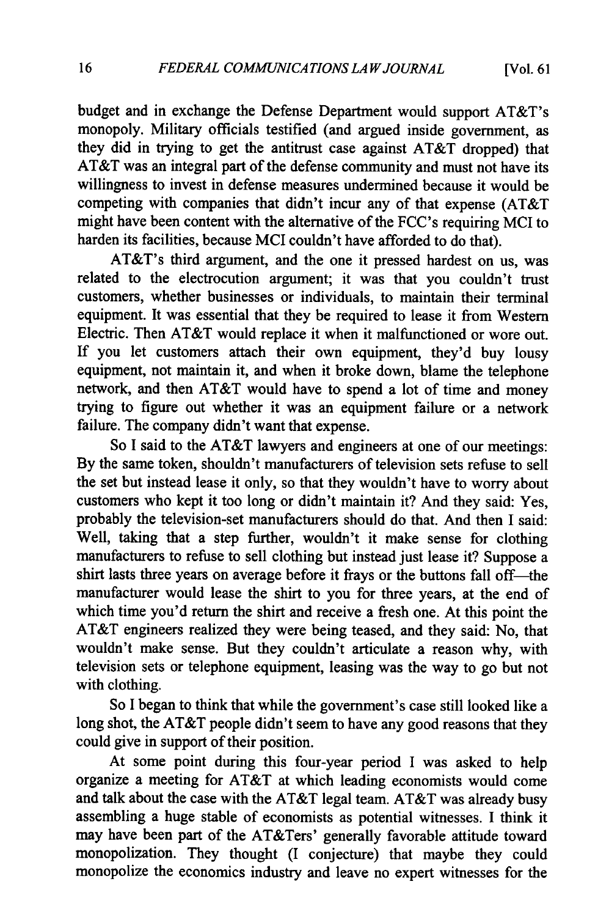budget and in exchange the Defense Department would support AT&T's monopoly. Military officials testified (and argued inside government, as they did in trying to get the antitrust case against AT&T dropped) that AT&T was an integral part of the defense community and must not have its willingness to invest in defense measures undermined because it would be competing with companies that didn't incur any of that expense (AT&T might have been content with the alternative of the FCC's requiring MCI to harden its facilities, because MCI couldn't have afforded to do that).

AT&T's third argument, and the one it pressed hardest on us, was related to the electrocution argument; it was that you couldn't trust customers, whether businesses or individuals, to maintain their terminal equipment. It was essential that they be required to lease it from Western Electric. Then AT&T would replace it when it malfunctioned or wore out. If you let customers attach their own equipment, they'd buy lousy equipment, not maintain it, and when it broke down, blame the telephone network, and then AT&T would have to spend a lot of time and money trying to figure out whether it was an equipment failure or a network failure. The company didn't want that expense.

So I said to the AT&T lawyers and engineers at one of our meetings: By the same token, shouldn't manufacturers of television sets refuse to sell the set but instead lease it only, so that they wouldn't have to worry about customers who kept it too long or didn't maintain it? And they said: Yes, probably the television-set manufacturers should do that. And then I said: Well, taking that a step further, wouldn't it make sense for clothing manufacturers to refuse to sell clothing but instead just lease it? Suppose a shirt lasts three years on average before it frays or the buttons fall off—the manufacturer would lease the shirt to you for three years, at the end of which time you'd return the shirt and receive a fresh one. At this point the AT&T engineers realized they were being teased, and they said: No, that wouldn't make sense. But they couldn't articulate a reason why, with television sets or telephone equipment, leasing was the way to go but not with clothing.

So I began to think that while the government's case still looked like a long shot, the AT&T people didn't seem to have any good reasons that they could give in support of their position.

At some point during this four-year period I was asked to help organize a meeting for AT&T at which leading economists would come and talk about the case with the AT&T legal team. AT&T was already busy assembling a huge stable of economists as potential witnesses. I think it may have been part of the AT&Ters' generally favorable attitude toward monopolization. They thought (I conjecture) that maybe they could monopolize the economics industry and leave no expert witnesses for the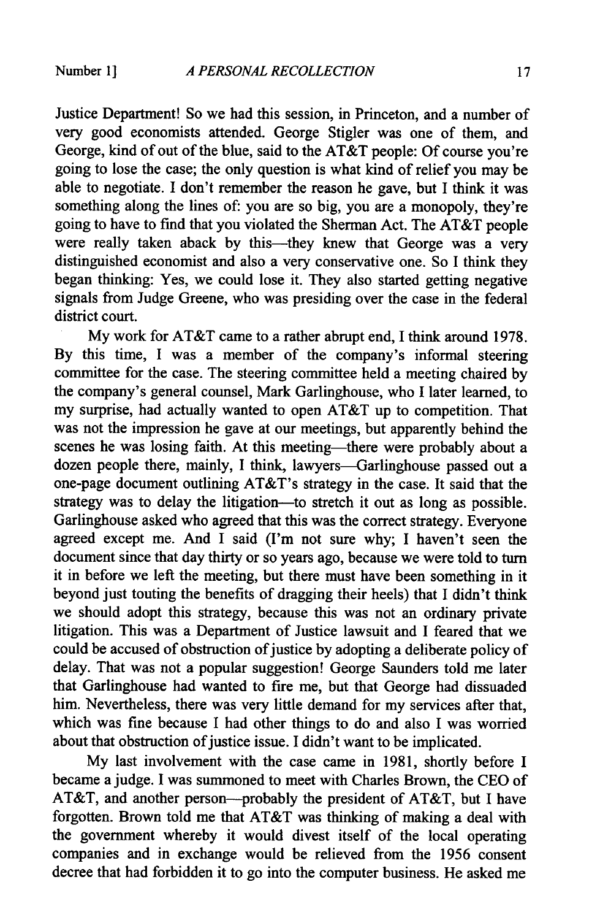Justice Department! So we had this session, in Princeton, and a number of very good economists attended. George Stigler was one of them, and George, kind of out of the blue, said to the AT&T people: Of course you're going to lose the case; the only question is what kind of relief you may be able to negotiate. I don't remember the reason he gave, but I think it was something along the lines of: you are so big, you are a monopoly, they're going to have to find that you violated the Sherman Act. The AT&T people were really taken aback by this—they knew that George was a very distinguished economist and also a very conservative one. So I think they began thinking: Yes, we could lose it. They also started getting negative signals from Judge Greene, who was presiding over the case in the federal district court.

My work for AT&T came to a rather abrupt end, I think around 1978. By this time, I was a member of the company's informal steering committee for the case. The steering committee held a meeting chaired by the company's general counsel, Mark Garlinghouse, who I later learned, to my surprise, had actually wanted to open AT&T up to competition. That was not the impression he gave at our meetings, but apparently behind the scenes he was losing faith. At this meeting—there were probably about a dozen people there, mainly, I think, lawyers—Garlinghouse passed out a one-page document outlining AT&T's strategy in the case. It said that the strategy was to delay the litigation—to stretch it out as long as possible. Garlinghouse asked who agreed that this was the correct strategy. Everyone agreed except me. And I said (I'm not sure why; I haven't seen the document since that day thirty or so years ago, because we were told to turn it in before we left the meeting, but there must have been something in it beyond just touting the benefits of dragging their heels) that I didn't think we should adopt this strategy, because this was not an ordinary private litigation. This was a Department of Justice lawsuit and I feared that we could be accused of obstruction of justice by adopting a deliberate policy of delay. That was not a popular suggestion! George Saunders told me later that Garlinghouse had wanted to fire me, but that George had dissuaded him. Nevertheless, there was very little demand for my services after that, which was fine because I had other things to do and also I was worried about that obstruction of justice issue. I didn't want to be implicated.

My last involvement with the case came in 1981, shortly before I became a judge. I was summoned to meet with Charles Brown, the CEO of AT&T, and another person—probably the president of AT&T, but I have forgotten. Brown told me that AT&T was thinking of making a deal with the government whereby it would divest itself of the local operating companies and in exchange would be relieved from the 1956 consent decree that had forbidden it to go into the computer business. He asked me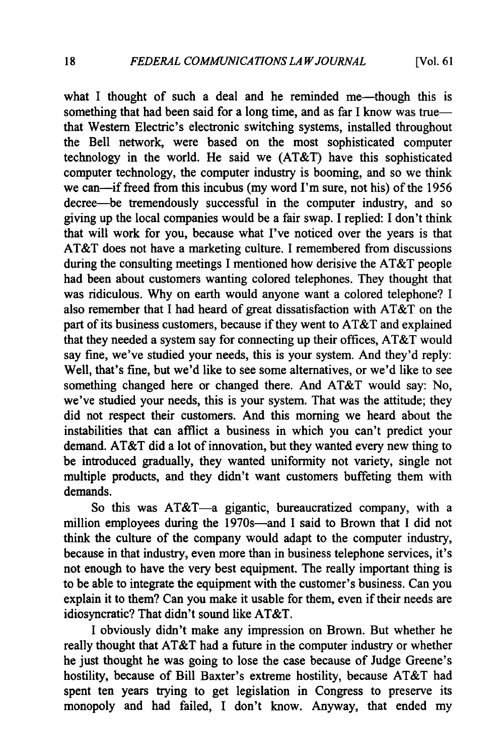what I thought of such a deal and he reminded me—though this is something that had been said for a long time, and as far I know was true—that Western Electric's electronic switching systems, installed throughout the Bell network, were based on the most sophisticated computer technology in the world. He said we (AT&T) have this sophisticated computer technology, the computer industry is booming, and so we think we can—if freed from this incubus (my word I'm sure, not his) of the 1956 decree—be tremendously successful in the computer industry, and so giving up the local companies would be a fair swap. I replied: I don't think that will work for you, because what I've noticed over the years is that AT&T does not have a marketing culture. I remembered from discussions during the consulting meetings I mentioned how derisive the AT&T people had been about customers wanting colored telephones. They thought that was ridiculous. Why on earth would anyone want a colored telephone? I also remember that I had heard of great dissatisfaction with AT&T on the part of its business customers, because if they went to AT&T and explained that they needed a system say for connecting up their offices, AT&T would say fine, we've studied your needs, this is your system. And they'd reply: Well, that's fine, but we'd like to see some alternatives, or we'd like to see something changed here or changed there. And AT&T would say: No, we've studied your needs, this is your system. That was the attitude; they did not respect their customers. And this morning we heard about the instabilities that can afflict a business in which you can't predict your demand. AT&T did a lot of innovation, but they wanted every new thing to be introduced gradually, they wanted uniformity not variety, single not multiple products, and they didn't want customers buffeting them with demands.

So this was AT&T—a gigantic, bureaucratized company, with a million employees during the 1970s—and I said to Brown that I did not think the culture of the company would adapt to the computer industry, because in that industry, even more than in business telephone services, it's not enough to have the very best equipment. The really important thing is to be able to integrate the equipment with the customer's business. Can you explain it to them? Can you make it usable for them, even if their needs are idiosyncratic? That didn't sound like AT&T.

I obviously didn't make any impression on Brown. But whether he really thought that AT&T had a future in the computer industry or whether he just thought he was going to lose the case because of Judge Greene's hostility, because of Bill Baxter's extreme hostility, because AT&T had spent ten years trying to get legislation in Congress to preserve its monopoly and had failed, I don't know. Anyway, that ended my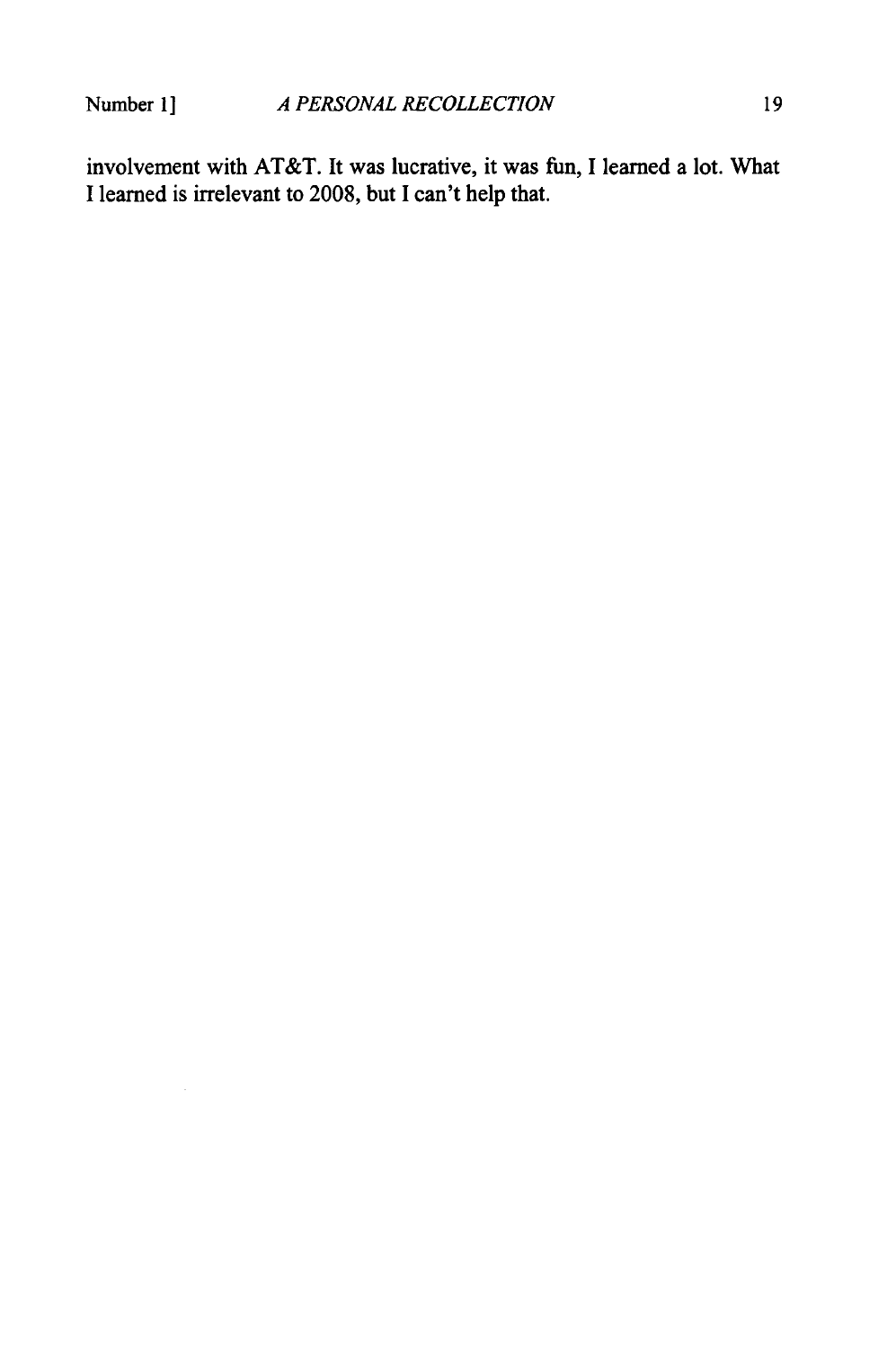involvement with AT&T. It was lucrative, it was fun, I learned a lot. What I learned is irrelevant to 2008, but I can't help that.